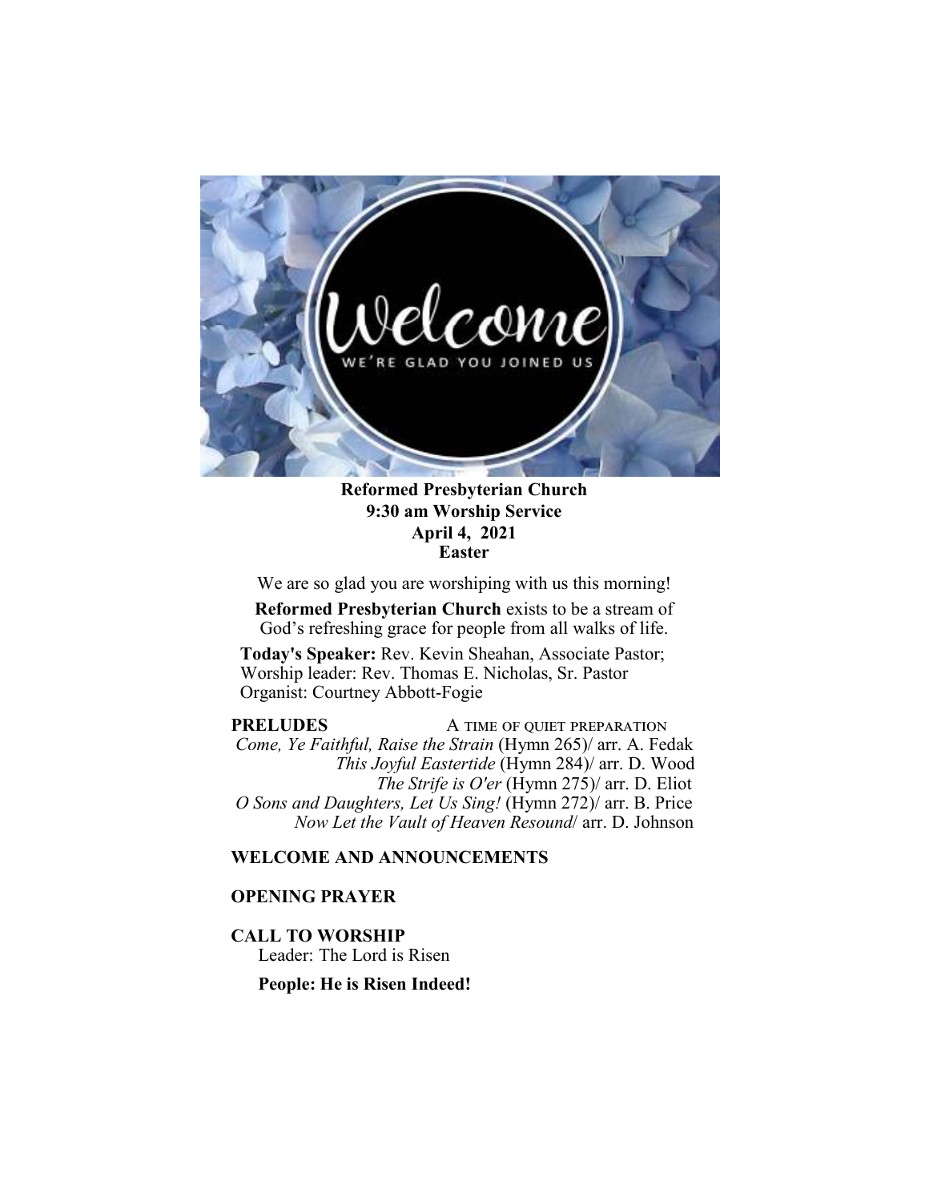**Reformed Presbyterian Church**
**9:30 am Worship Service**
**April 4, 2021**
**Easter**

We are so glad you are worshiping with us this morning!

**Reformed Presbyterian Church** exists to be a stream of God's refreshing grace for people from all walks of life.

**Today's Speaker:** Rev. Kevin Sheahan, Associate Pastor;
Worship leader: Rev. Thomas E. Nicholas, Sr. Pastor
Organist: Courtney Abbott-Fogie

**PRELUDES** A TIME OF QUIET PREPARATION

*Come, Ye Faithful, Raise the Strain* (Hymn 265)/ arr. A. Fedak
*This Joyful Eastertide* (Hymn 284)/ arr. D. Wood
*The Strife is O'er* (Hymn 275)/ arr. D. Eliot
*O Sons and Daughters, Let Us Sing!* (Hymn 272)/ arr. B. Price
*Now Let the Vault of Heaven Resound*/ arr. D. Johnson

**WELCOME AND ANNOUNCEMENTS**

**OPENING PRAYER**

**CALL TO WORSHIP**

Leader: The Lord is Risen

**People: He is Risen Indeed!**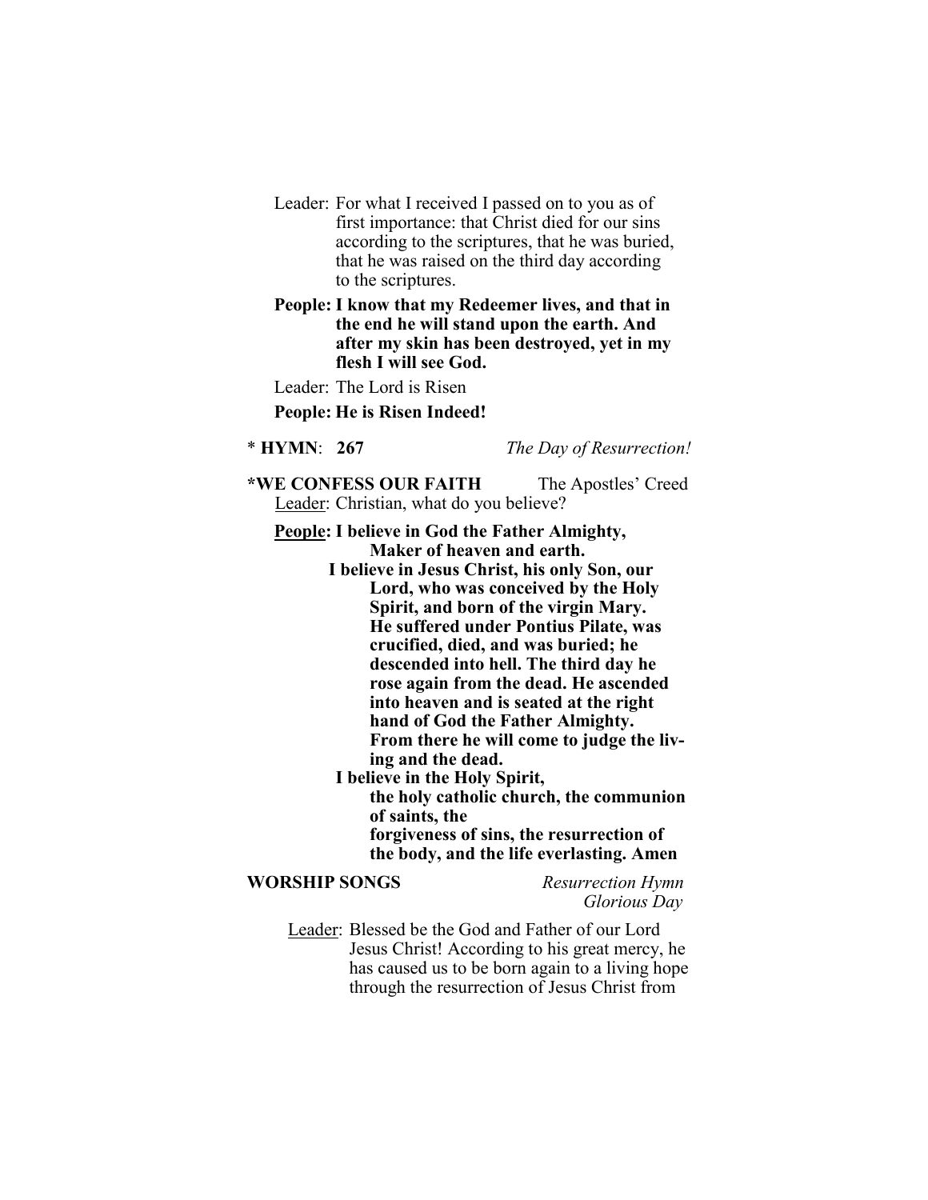Leader: For what I received I passed on to you as of first importance: that Christ died for our sins according to the scriptures, that he was buried, that he was raised on the third day according to the scriptures.

**People: I know that my Redeemer lives, and that in the end he will stand upon the earth. And after my skin has been destroyed, yet in my flesh I will see God.**

Leader: The Lord is Risen

**People: He is Risen Indeed!**

\* **HYMN**: **267** *The Day of Resurrection!*

**\*WE CONFESS OUR FAITH** The Apostles' Creed

Leader: Christian, what do you believe?

**People: I believe in God the Father Almighty, Maker of heaven and earth.**
**I believe in Jesus Christ, his only Son, our Lord, who was conceived by the Holy Spirit, and born of the virgin Mary. He suffered under Pontius Pilate, was crucified, died, and was buried; he descended into hell. The third day he rose again from the dead. He ascended into heaven and is seated at the right hand of God the Father Almighty. From there he will come to judge the living and the dead.**
**I believe in the Holy Spirit, the holy catholic church, the communion of saints, the forgiveness of sins, the resurrection of the body, and the life everlasting. Amen**

**WORSHIP SONGS** *Resurrection Hymn*
*Glorious Day*

Leader: Blessed be the God and Father of our Lord Jesus Christ! According to his great mercy, he has caused us to be born again to a living hope through the resurrection of Jesus Christ from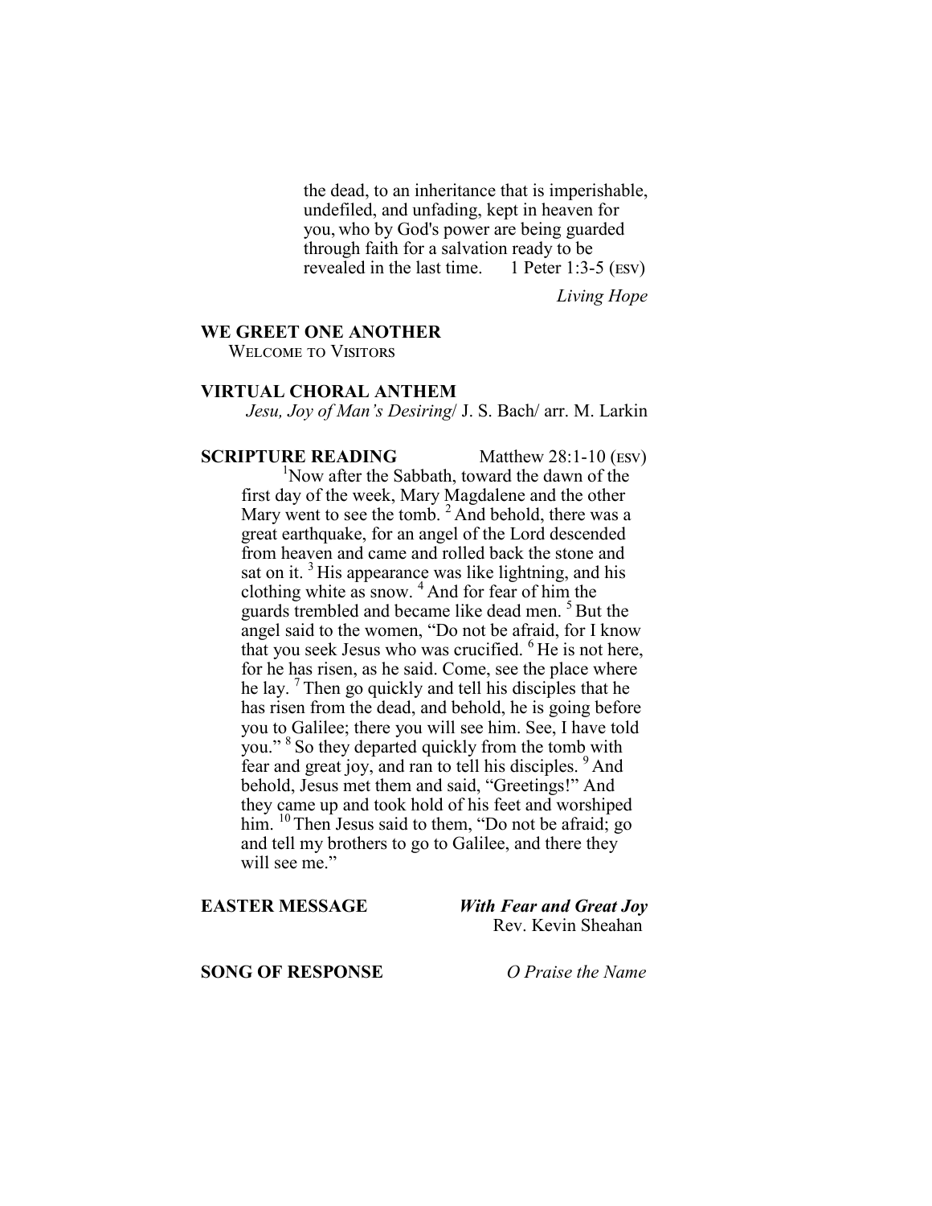the dead, to an inheritance that is imperishable, undefiled, and unfading, kept in heaven for you, who by God's power are being guarded through faith for a salvation ready to be revealed in the last time. 1 Peter 1:3-5 (ESV)

*Living Hope*

**WE GREET ONE ANOTHER**

WELCOME TO VISITORS

**VIRTUAL CHORAL ANTHEM**

*Jesu, Joy of Man's Desiring*/ J. S. Bach/ arr. M. Larkin

**SCRIPTURE READING** Matthew 28:1-10 (ESV)

[1]Now after the Sabbath, toward the dawn of the first day of the week, Mary Magdalene and the other Mary went to see the tomb. [2] And behold, there was a great earthquake, for an angel of the Lord descended from heaven and came and rolled back the stone and sat on it. [3] His appearance was like lightning, and his clothing white as snow. [4] And for fear of him the guards trembled and became like dead men. [5] But the angel said to the women, "Do not be afraid, for I know that you seek Jesus who was crucified. [6] He is not here, for he has risen, as he said. Come, see the place where he lay. [7] Then go quickly and tell his disciples that he has risen from the dead, and behold, he is going before you to Galilee; there you will see him. See, I have told you." [8] So they departed quickly from the tomb with fear and great joy, and ran to tell his disciples. [9] And behold, Jesus met them and said, "Greetings!" And they came up and took hold of his feet and worshiped him. [10] Then Jesus said to them, "Do not be afraid; go and tell my brothers to go to Galilee, and there they will see me."

**EASTER MESSAGE** ***With Fear and Great Joy***

Rev. Kevin Sheahan

**SONG OF RESPONSE** *O Praise the Name*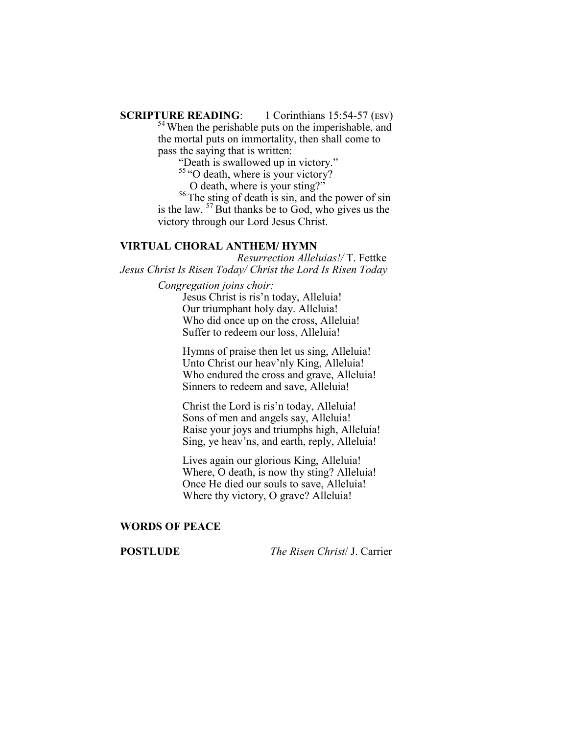**SCRIPTURE READING**: 1 Corinthians 15:54-57 (ESV)

[54] When the perishable puts on the imperishable, and the mortal puts on immortality, then shall come to pass the saying that is written:

"Death is swallowed up in victory."
[55] "O death, where is your victory?
O death, where is your sting?"

[56] The sting of death is sin, and the power of sin is the law. [57] But thanks be to God, who gives us the victory through our Lord Jesus Christ.

**VIRTUAL CHORAL ANTHEM/ HYMN**

*Resurrection Alleluias!/* T. Fettke
*Jesus Christ Is Risen Today/ Christ the Lord Is Risen Today*

*Congregation joins choir:*

Jesus Christ is ris'n today, Alleluia!
Our triumphant holy day. Alleluia!
Who did once up on the cross, Alleluia!
Suffer to redeem our loss, Alleluia!

Hymns of praise then let us sing, Alleluia!
Unto Christ our heav'nly King, Alleluia!
Who endured the cross and grave, Alleluia!
Sinners to redeem and save, Alleluia!

Christ the Lord is ris'n today, Alleluia!
Sons of men and angels say, Alleluia!
Raise your joys and triumphs high, Alleluia!
Sing, ye heav'ns, and earth, reply, Alleluia!

Lives again our glorious King, Alleluia!
Where, O death, is now thy sting? Alleluia!
Once He died our souls to save, Alleluia!
Where thy victory, O grave? Alleluia!

**WORDS OF PEACE**

**POSTLUDE** *The Risen Christ*/ J. Carrier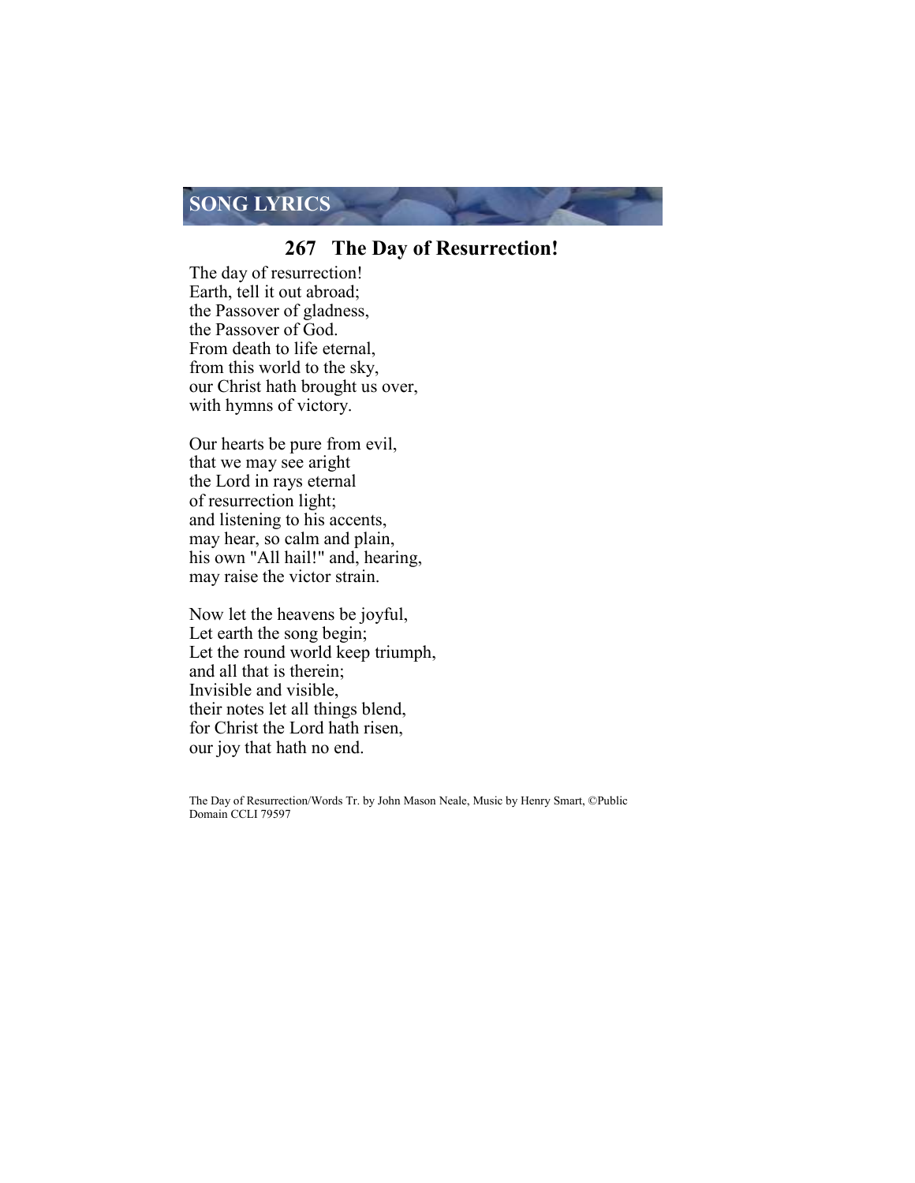## SONG LYRICS

### 267 The Day of Resurrection!

The day of resurrection!
Earth, tell it out abroad;
the Passover of gladness,
the Passover of God.
From death to life eternal,
from this world to the sky,
our Christ hath brought us over,
with hymns of victory.

Our hearts be pure from evil,
that we may see aright
the Lord in rays eternal
of resurrection light;
and listening to his accents,
may hear, so calm and plain,
his own "All hail!" and, hearing,
may raise the victor strain.

Now let the heavens be joyful,
Let earth the song begin;
Let the round world keep triumph,
and all that is therein;
Invisible and visible,
their notes let all things blend,
for Christ the Lord hath risen,
our joy that hath no end.

The Day of Resurrection/Words Tr. by John Mason Neale, Music by Henry Smart, ©Public Domain CCLI 79597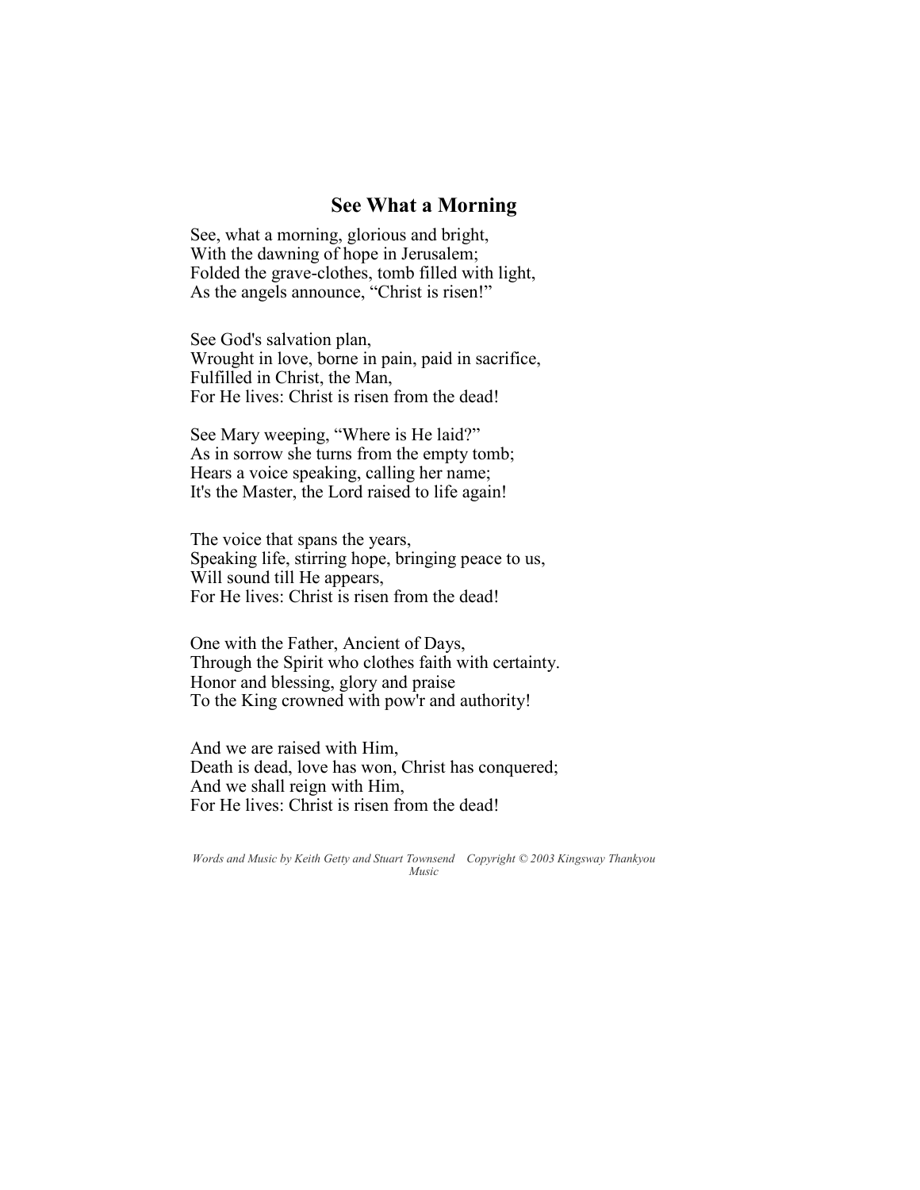## See What a Morning

See, what a morning, glorious and bright,
With the dawning of hope in Jerusalem;
Folded the grave-clothes, tomb filled with light,
As the angels announce, “Christ is risen!”

See God's salvation plan,
Wrought in love, borne in pain, paid in sacrifice,
Fulfilled in Christ, the Man,
For He lives: Christ is risen from the dead!

See Mary weeping, “Where is He laid?”
As in sorrow she turns from the empty tomb;
Hears a voice speaking, calling her name;
It's the Master, the Lord raised to life again!

The voice that spans the years,
Speaking life, stirring hope, bringing peace to us,
Will sound till He appears,
For He lives: Christ is risen from the dead!

One with the Father, Ancient of Days,
Through the Spirit who clothes faith with certainty.
Honor and blessing, glory and praise
To the King crowned with pow'r and authority!

And we are raised with Him,
Death is dead, love has won, Christ has conquered;
And we shall reign with Him,
For He lives: Christ is risen from the dead!

*Words and Music by Keith Getty and Stuart Townsend    Copyright © 2003 Kingsway Thankyou Music*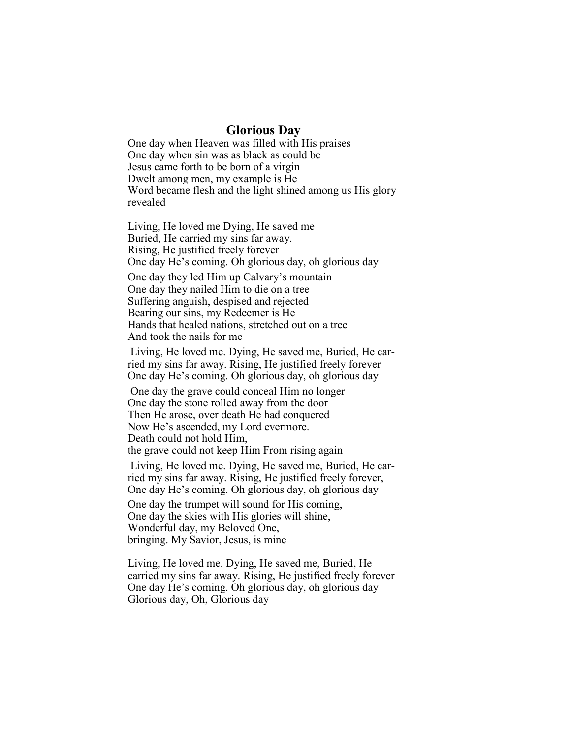# Glorious Day

One day when Heaven was filled with His praises
One day when sin was as black as could be
Jesus came forth to be born of a virgin
Dwelt among men, my example is He
Word became flesh and the light shined among us His glory revealed

Living, He loved me Dying, He saved me
Buried, He carried my sins far away.
Rising, He justified freely forever
One day He's coming. Oh glorious day, oh glorious day

One day they led Him up Calvary's mountain
One day they nailed Him to die on a tree
Suffering anguish, despised and rejected
Bearing our sins, my Redeemer is He
Hands that healed nations, stretched out on a tree
And took the nails for me

Living, He loved me. Dying, He saved me, Buried, He carried my sins far away. Rising, He justified freely forever
One day He's coming. Oh glorious day, oh glorious day

One day the grave could conceal Him no longer
One day the stone rolled away from the door
Then He arose, over death He had conquered
Now He's ascended, my Lord evermore.
Death could not hold Him,
the grave could not keep Him From rising again

Living, He loved me. Dying, He saved me, Buried, He carried my sins far away. Rising, He justified freely forever,
One day He's coming. Oh glorious day, oh glorious day

One day the trumpet will sound for His coming,
One day the skies with His glories will shine,
Wonderful day, my Beloved One,
bringing. My Savior, Jesus, is mine

Living, He loved me. Dying, He saved me, Buried, He carried my sins far away. Rising, He justified freely forever
One day He's coming. Oh glorious day, oh glorious day
Glorious day, Oh, Glorious day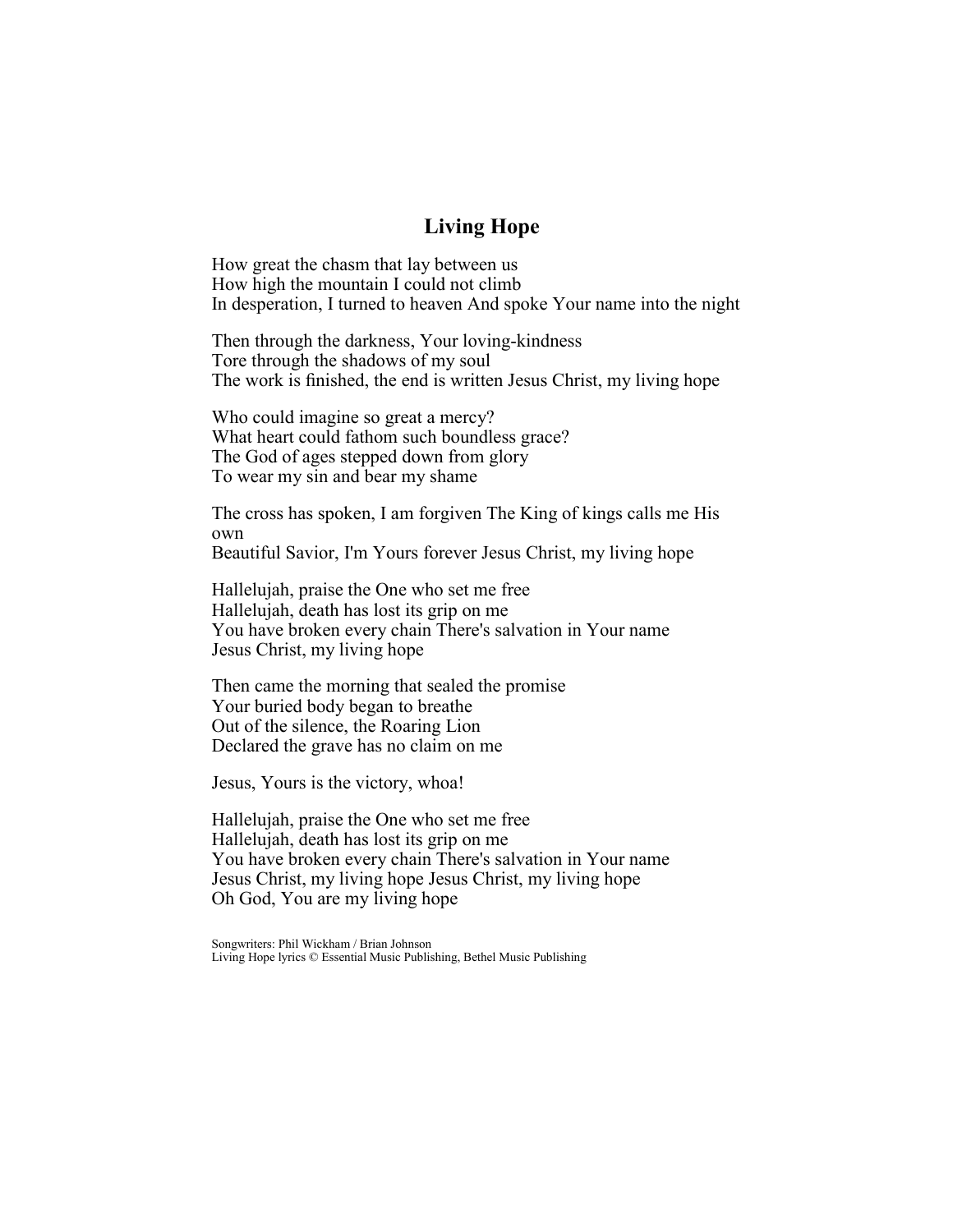# Living Hope

How great the chasm that lay between us
How high the mountain I could not climb
In desperation, I turned to heaven And spoke Your name into the night

Then through the darkness, Your loving-kindness
Tore through the shadows of my soul
The work is finished, the end is written Jesus Christ, my living hope

Who could imagine so great a mercy?
What heart could fathom such boundless grace?
The God of ages stepped down from glory
To wear my sin and bear my shame

The cross has spoken, I am forgiven The King of kings calls me His own
Beautiful Savior, I'm Yours forever Jesus Christ, my living hope

Hallelujah, praise the One who set me free
Hallelujah, death has lost its grip on me
You have broken every chain There's salvation in Your name
Jesus Christ, my living hope

Then came the morning that sealed the promise
Your buried body began to breathe
Out of the silence, the Roaring Lion
Declared the grave has no claim on me

Jesus, Yours is the victory, whoa!

Hallelujah, praise the One who set me free
Hallelujah, death has lost its grip on me
You have broken every chain There's salvation in Your name
Jesus Christ, my living hope Jesus Christ, my living hope
Oh God, You are my living hope

Songwriters: Phil Wickham / Brian Johnson
Living Hope lyrics © Essential Music Publishing, Bethel Music Publishing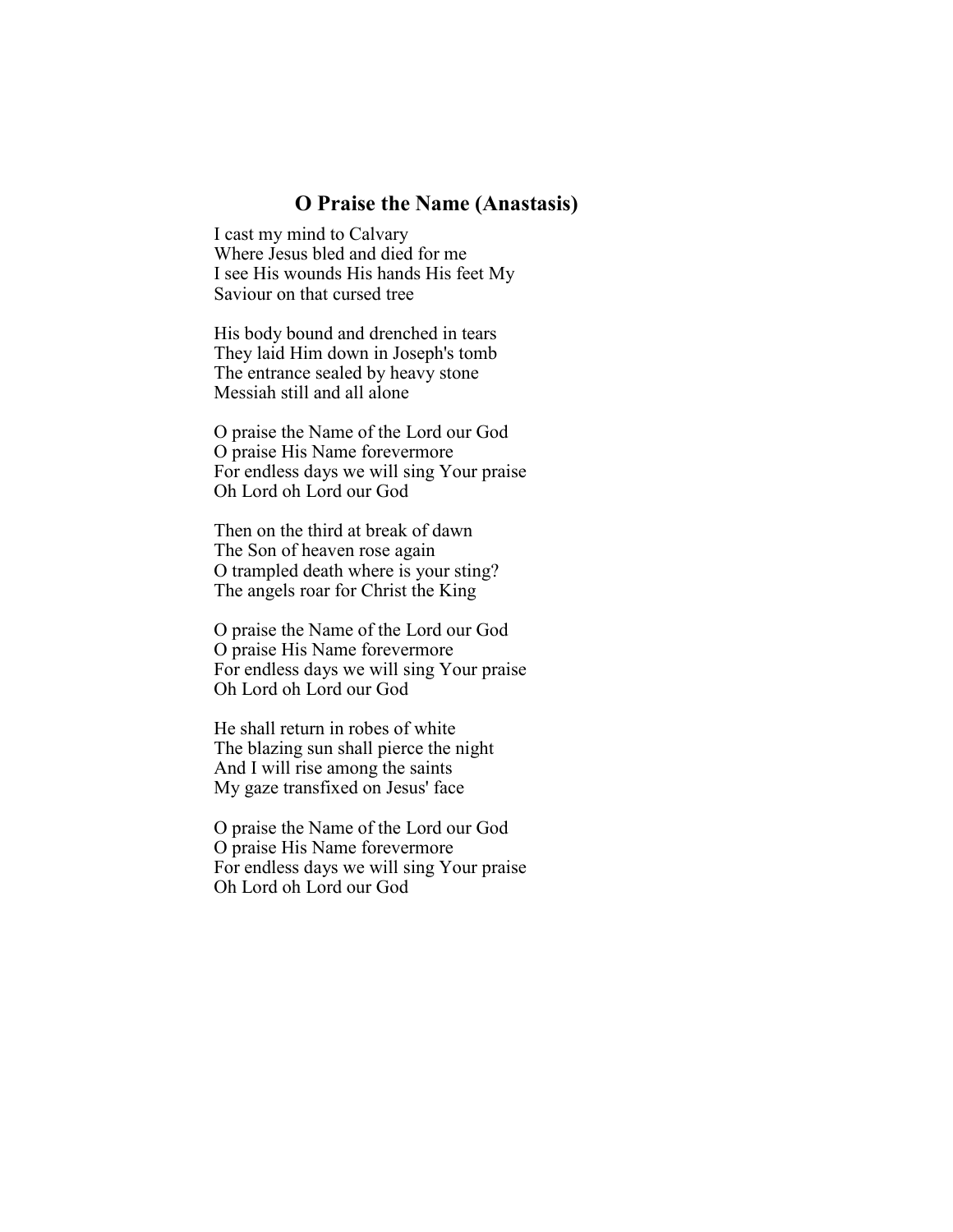## O Praise the Name (Anastasis)

I cast my mind to Calvary
Where Jesus bled and died for me
I see His wounds His hands His feet My
Saviour on that cursed tree

His body bound and drenched in tears
They laid Him down in Joseph's tomb
The entrance sealed by heavy stone
Messiah still and all alone

O praise the Name of the Lord our God
O praise His Name forevermore
For endless days we will sing Your praise
Oh Lord oh Lord our God

Then on the third at break of dawn
The Son of heaven rose again
O trampled death where is your sting?
The angels roar for Christ the King

O praise the Name of the Lord our God
O praise His Name forevermore
For endless days we will sing Your praise
Oh Lord oh Lord our God

He shall return in robes of white
The blazing sun shall pierce the night
And I will rise among the saints
My gaze transfixed on Jesus' face

O praise the Name of the Lord our God
O praise His Name forevermore
For endless days we will sing Your praise
Oh Lord oh Lord our God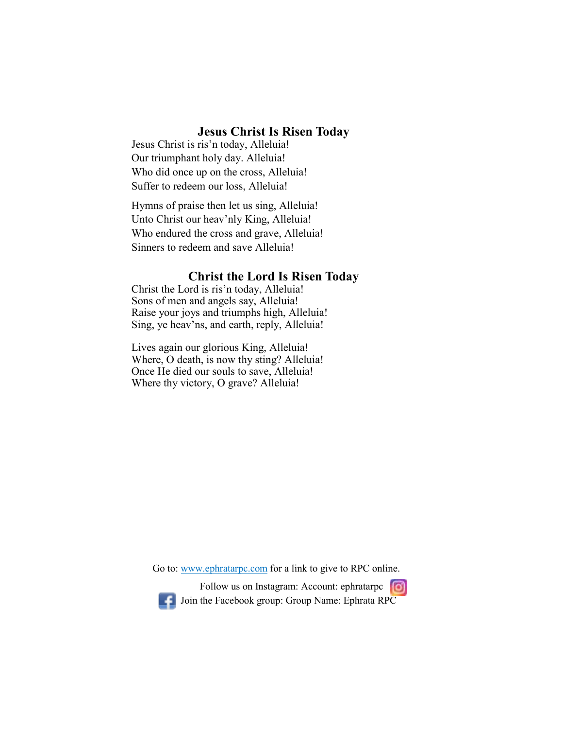## Jesus Christ Is Risen Today

Jesus Christ is ris'n today, Alleluia!
Our triumphant holy day. Alleluia!
Who did once up on the cross, Alleluia!
Suffer to redeem our loss, Alleluia!

Hymns of praise then let us sing, Alleluia!
Unto Christ our heav'nly King, Alleluia!
Who endured the cross and grave, Alleluia!
Sinners to redeem and save Alleluia!

## Christ the Lord Is Risen Today

Christ the Lord is ris'n today, Alleluia!
Sons of men and angels say, Alleluia!
Raise your joys and triumphs high, Alleluia!
Sing, ye heav'ns, and earth, reply, Alleluia!

Lives again our glorious King, Alleluia!
Where, O death, is now thy sting? Alleluia!
Once He died our souls to save, Alleluia!
Where thy victory, O grave? Alleluia!

Go to: www.ephratarpc.com for a link to give to RPC online.

Follow us on Instagram: Account: ephratarpc

Join the Facebook group: Group Name: Ephrata RPC